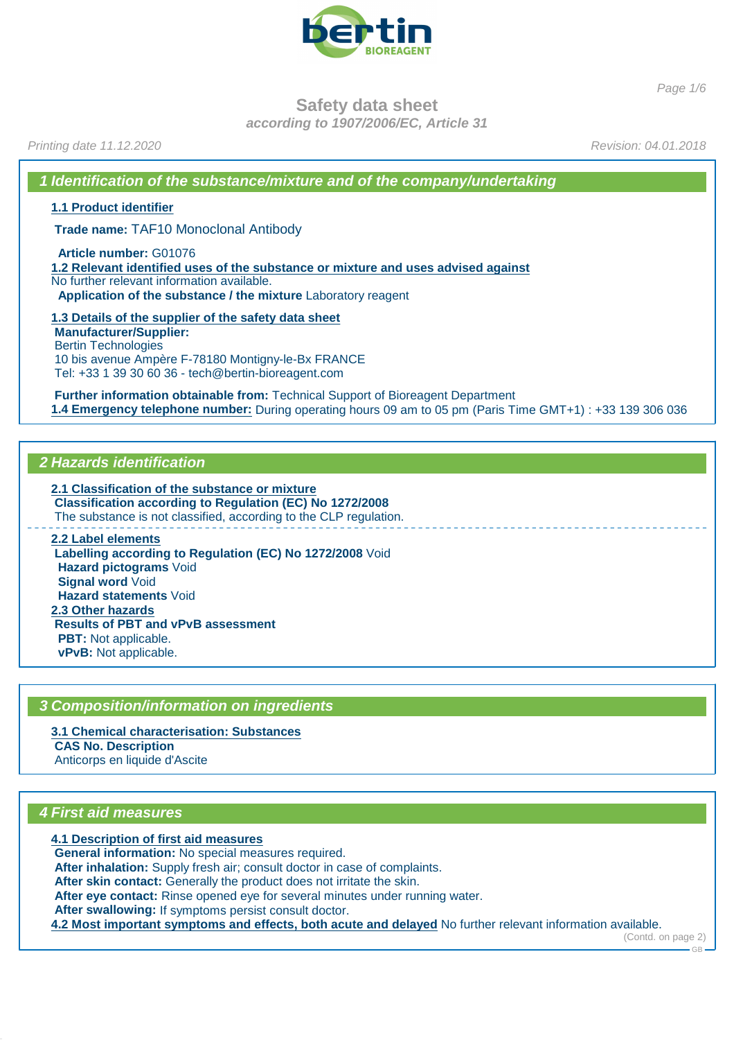# Safety data sheet

*according to 1907/2006/EC, Article 31*

*Printing date 11.12.2020* *Revision: 04.01.2018*

## 1 Identification of the substance/mixture and of the company/undertaking

### 1.1 Product identifier

**Trade name:** TAF10 Monoclonal Antibody

**Article number:** G01076

### 1.2 Relevant identified uses of the substance or mixture and uses advised against

No further relevant information available.

**Application of the substance / the mixture** Laboratory reagent

### 1.3 Details of the supplier of the safety data sheet

**Manufacturer/Supplier:**
Bertin Technologies
10 bis avenue Ampère F-78180 Montigny-le-Bx FRANCE
Tel: +33 1 39 30 60 36 - tech@bertin-bioreagent.com

**Further information obtainable from:** Technical Support of Bioreagent Department

**1.4 Emergency telephone number:** During operating hours 09 am to 05 pm (Paris Time GMT+1) : +33 139 306 036

## 2 Hazards identification

### 2.1 Classification of the substance or mixture

**Classification according to Regulation (EC) No 1272/2008**
The substance is not classified, according to the CLP regulation.

### 2.2 Label elements

**Labelling according to Regulation (EC) No 1272/2008** Void
**Hazard pictograms** Void
**Signal word** Void
**Hazard statements** Void

### 2.3 Other hazards

**Results of PBT and vPvB assessment**
**PBT:** Not applicable.
**vPvB:** Not applicable.

## 3 Composition/information on ingredients

### 3.1 Chemical characterisation: Substances

**CAS No. Description**
Anticorps en liquide d'Ascite

## 4 First aid measures

### 4.1 Description of first aid measures

**General information:** No special measures required.
**After inhalation:** Supply fresh air; consult doctor in case of complaints.
**After skin contact:** Generally the product does not irritate the skin.
**After eye contact:** Rinse opened eye for several minutes under running water.
**After swallowing:** If symptoms persist consult doctor.

**4.2 Most important symptoms and effects, both acute and delayed** No further relevant information available.

(Contd. on page 2)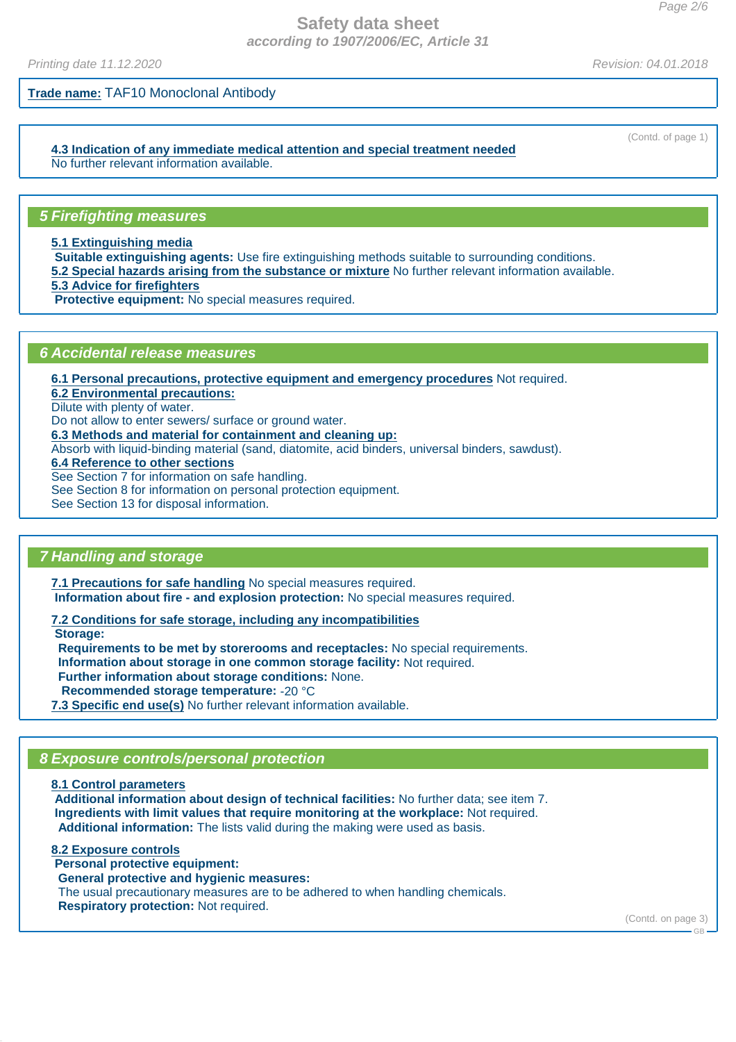**Trade name:** TAF10 Monoclonal Antibody

(Contd. of page 1)

**4.3 Indication of any immediate medical attention and special treatment needed**
No further relevant information available.

## 5 Firefighting measures

**5.1 Extinguishing media**
**Suitable extinguishing agents:** Use fire extinguishing methods suitable to surrounding conditions.
**5.2 Special hazards arising from the substance or mixture** No further relevant information available.
**5.3 Advice for firefighters**
**Protective equipment:** No special measures required.

## 6 Accidental release measures

**6.1 Personal precautions, protective equipment and emergency procedures** Not required.
**6.2 Environmental precautions:**
Dilute with plenty of water.
Do not allow to enter sewers/ surface or ground water.
**6.3 Methods and material for containment and cleaning up:**
Absorb with liquid-binding material (sand, diatomite, acid binders, universal binders, sawdust).
**6.4 Reference to other sections**
See Section 7 for information on safe handling.
See Section 8 for information on personal protection equipment.
See Section 13 for disposal information.

## 7 Handling and storage

**7.1 Precautions for safe handling** No special measures required.
**Information about fire - and explosion protection:** No special measures required.

**7.2 Conditions for safe storage, including any incompatibilities**
**Storage:**
**Requirements to be met by storerooms and receptacles:** No special requirements.
**Information about storage in one common storage facility:** Not required.
**Further information about storage conditions:** None.
**Recommended storage temperature:** -20 °C
**7.3 Specific end use(s)** No further relevant information available.

## 8 Exposure controls/personal protection

**8.1 Control parameters**
**Additional information about design of technical facilities:** No further data; see item 7.
**Ingredients with limit values that require monitoring at the workplace:** Not required.
**Additional information:** The lists valid during the making were used as basis.

**8.2 Exposure controls**
**Personal protective equipment:**
**General protective and hygienic measures:**
The usual precautionary measures are to be adhered to when handling chemicals.
**Respiratory protection:** Not required.

(Contd. on page 3)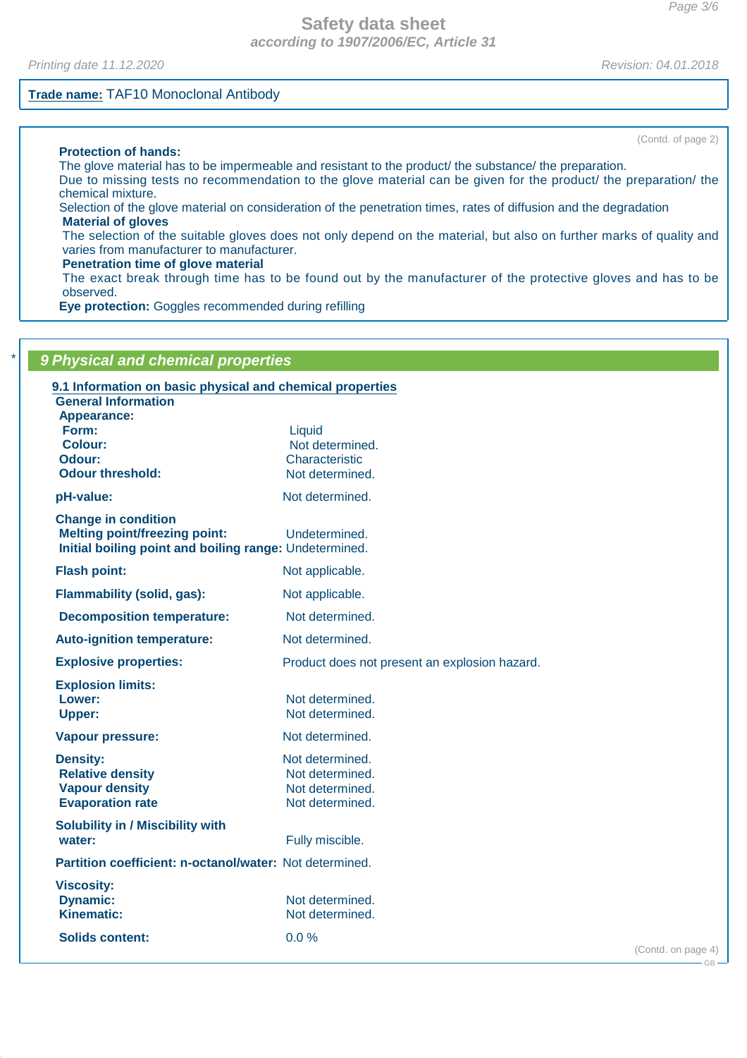**Trade name:** TAF10 Monoclonal Antibody

(Contd. of page 2)

**Protection of hands:**
The glove material has to be impermeable and resistant to the product/ the substance/ the preparation.
Due to missing tests no recommendation to the glove material can be given for the product/ the preparation/ the chemical mixture.
Selection of the glove material on consideration of the penetration times, rates of diffusion and the degradation
**Material of gloves**
The selection of the suitable gloves does not only depend on the material, but also on further marks of quality and varies from manufacturer to manufacturer.
**Penetration time of glove material**
The exact break through time has to be found out by the manufacturer of the protective gloves and has to be observed.
**Eye protection:** Goggles recommended during refilling

## 9 Physical and chemical properties

### 9.1 Information on basic physical and chemical properties

**General Information**

| | |
|---|---|
| **Appearance:** | |
| **Form:** | Liquid |
| **Colour:** | Not determined. |
| **Odour:** | Characteristic |
| **Odour threshold:** | Not determined. |
| **pH-value:** | Not determined. |
| **Change in condition** | |
| **Melting point/freezing point:** | Undetermined. |
| **Initial boiling point and boiling range:** | Undetermined. |
| **Flash point:** | Not applicable. |
| **Flammability (solid, gas):** | Not applicable. |
| **Decomposition temperature:** | Not determined. |
| **Auto-ignition temperature:** | Not determined. |
| **Explosive properties:** | Product does not present an explosion hazard. |
| **Explosion limits:** | |
| **Lower:** | Not determined. |
| **Upper:** | Not determined. |
| **Vapour pressure:** | Not determined. |
| **Density:** | Not determined. |
| **Relative density** | Not determined. |
| **Vapour density** | Not determined. |
| **Evaporation rate** | Not determined. |
| **Solubility in / Miscibility with** | |
| **water:** | Fully miscible. |
| **Partition coefficient: n-octanol/water:** | Not determined. |
| **Viscosity:** | |
| **Dynamic:** | Not determined. |
| **Kinematic:** | Not determined. |
| **Solids content:** | 0.0 % |

(Contd. on page 4)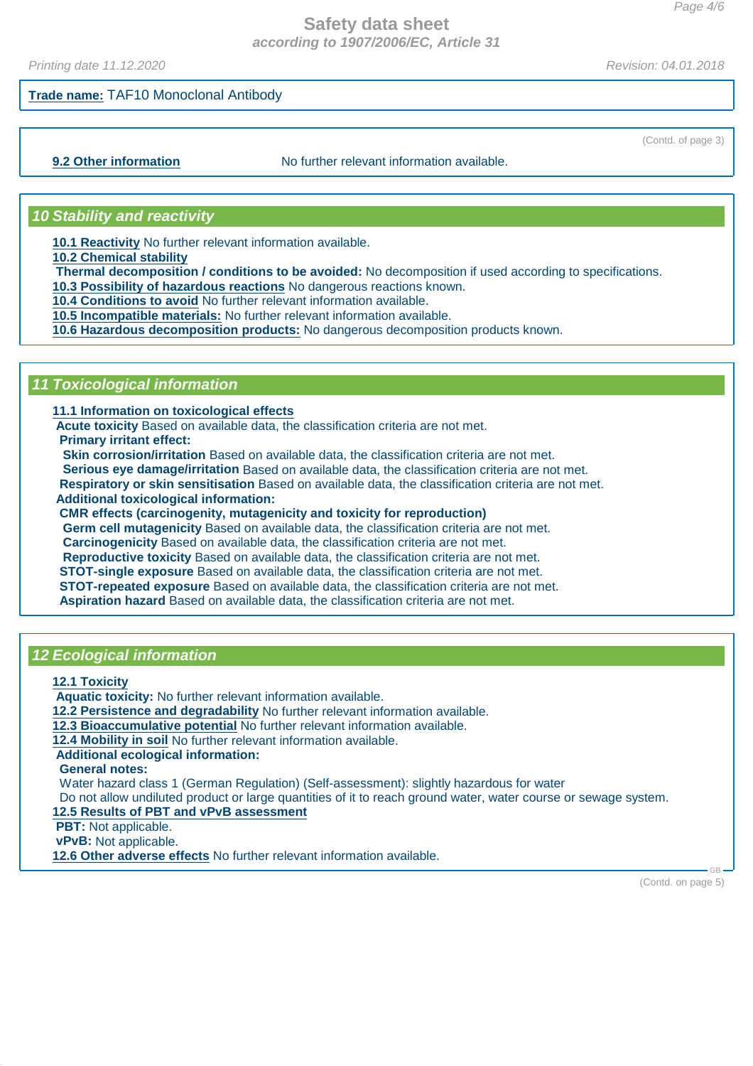**Trade name:** TAF10 Monoclonal Antibody

(Contd. of page 3)

**9.2 Other information** No further relevant information available.

## 10 Stability and reactivity

**10.1 Reactivity** No further relevant information available.

**10.2 Chemical stability**

**Thermal decomposition / conditions to be avoided:** No decomposition if used according to specifications.

**10.3 Possibility of hazardous reactions** No dangerous reactions known.

**10.4 Conditions to avoid** No further relevant information available.

**10.5 Incompatible materials:** No further relevant information available.

**10.6 Hazardous decomposition products:** No dangerous decomposition products known.

## 11 Toxicological information

**11.1 Information on toxicological effects**

**Acute toxicity** Based on available data, the classification criteria are not met.

**Primary irritant effect:**

**Skin corrosion/irritation** Based on available data, the classification criteria are not met.

**Serious eye damage/irritation** Based on available data, the classification criteria are not met.

**Respiratory or skin sensitisation** Based on available data, the classification criteria are not met.

**Additional toxicological information:**

**CMR effects (carcinogenity, mutagenicity and toxicity for reproduction)**

**Germ cell mutagenicity** Based on available data, the classification criteria are not met.

**Carcinogenicity** Based on available data, the classification criteria are not met.

**Reproductive toxicity** Based on available data, the classification criteria are not met.

**STOT-single exposure** Based on available data, the classification criteria are not met.

**STOT-repeated exposure** Based on available data, the classification criteria are not met.

**Aspiration hazard** Based on available data, the classification criteria are not met.

## 12 Ecological information

**12.1 Toxicity**

**Aquatic toxicity:** No further relevant information available.

**12.2 Persistence and degradability** No further relevant information available.

**12.3 Bioaccumulative potential** No further relevant information available.

**12.4 Mobility in soil** No further relevant information available.

**Additional ecological information:**

**General notes:**

Water hazard class 1 (German Regulation) (Self-assessment): slightly hazardous for water

Do not allow undiluted product or large quantities of it to reach ground water, water course or sewage system.

**12.5 Results of PBT and vPvB assessment**

**PBT:** Not applicable.

**vPvB:** Not applicable.

**12.6 Other adverse effects** No further relevant information available.

(Contd. on page 5)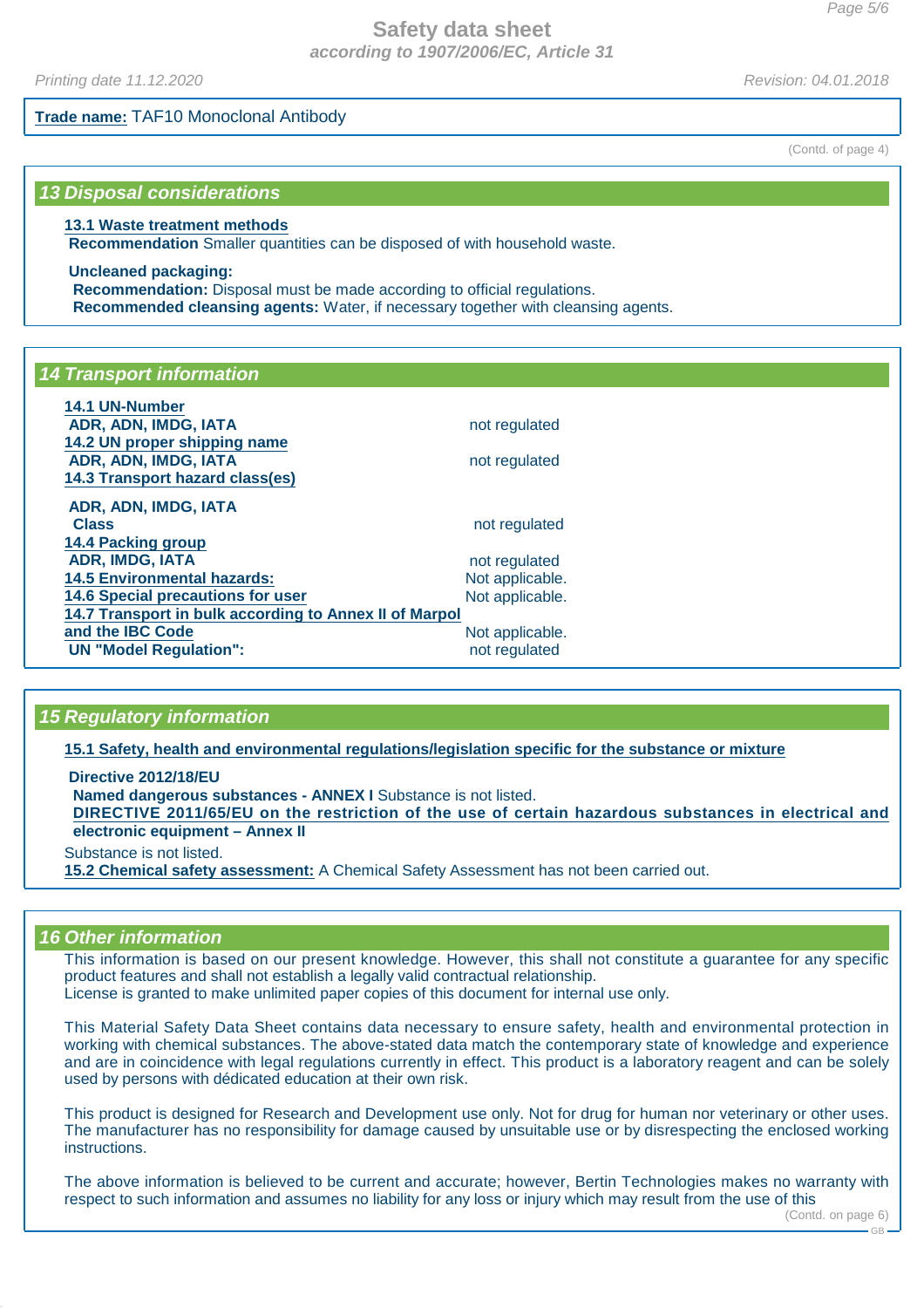**Trade name:** TAF10 Monoclonal Antibody

(Contd. of page 4)

## 13 Disposal considerations

**13.1 Waste treatment methods**

**Recommendation** Smaller quantities can be disposed of with household waste.

**Uncleaned packaging:**

**Recommendation:** Disposal must be made according to official regulations.

**Recommended cleansing agents:** Water, if necessary together with cleansing agents.

## 14 Transport information

**14.1 UN-Number**

**ADR, ADN, IMDG, IATA** — not regulated

**14.2 UN proper shipping name**

**ADR, ADN, IMDG, IATA** — not regulated

**14.3 Transport hazard class(es)**

**ADR, ADN, IMDG, IATA**

**Class** — not regulated

**14.4 Packing group**

**ADR, IMDG, IATA** — not regulated

**14.5 Environmental hazards:** — Not applicable.

**14.6 Special precautions for user** — Not applicable.

**14.7 Transport in bulk according to Annex II of Marpol and the IBC Code** — Not applicable.

**UN "Model Regulation":** — not regulated

## 15 Regulatory information

**15.1 Safety, health and environmental regulations/legislation specific for the substance or mixture**

**Directive 2012/18/EU**

**Named dangerous substances - ANNEX I** Substance is not listed.

**DIRECTIVE 2011/65/EU on the restriction of the use of certain hazardous substances in electrical and electronic equipment – Annex II**

Substance is not listed.

**15.2 Chemical safety assessment:** A Chemical Safety Assessment has not been carried out.

## 16 Other information

This information is based on our present knowledge. However, this shall not constitute a guarantee for any specific product features and shall not establish a legally valid contractual relationship.
License is granted to make unlimited paper copies of this document for internal use only.

This Material Safety Data Sheet contains data necessary to ensure safety, health and environmental protection in working with chemical substances. The above-stated data match the contemporary state of knowledge and experience and are in coincidence with legal regulations currently in effect. This product is a laboratory reagent and can be solely used by persons with dédicated education at their own risk.

This product is designed for Research and Development use only. Not for drug for human nor veterinary or other uses. The manufacturer has no responsibility for damage caused by unsuitable use or by disrespecting the enclosed working instructions.

The above information is believed to be current and accurate; however, Bertin Technologies makes no warranty with respect to such information and assumes no liability for any loss or injury which may result from the use of this

(Contd. on page 6)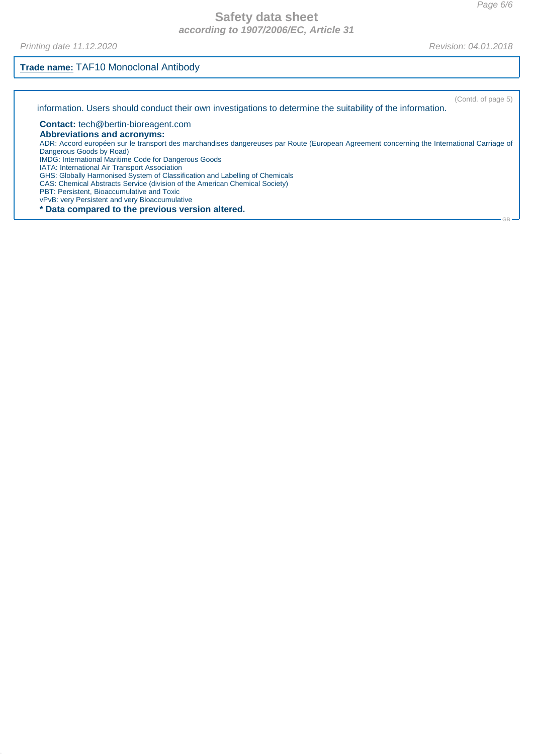**Trade name:** TAF10 Monoclonal Antibody

(Contd. of page 5)

information. Users should conduct their own investigations to determine the suitability of the information.

**Contact:** tech@bertin-bioreagent.com

**Abbreviations and acronyms:**

ADR: Accord européen sur le transport des marchandises dangereuses par Route (European Agreement concerning the International Carriage of Dangerous Goods by Road)
IMDG: International Maritime Code for Dangerous Goods
IATA: International Air Transport Association
GHS: Globally Harmonised System of Classification and Labelling of Chemicals
CAS: Chemical Abstracts Service (division of the American Chemical Society)
PBT: Persistent, Bioaccumulative and Toxic
vPvB: very Persistent and very Bioaccumulative

**\* Data compared to the previous version altered.**

GB